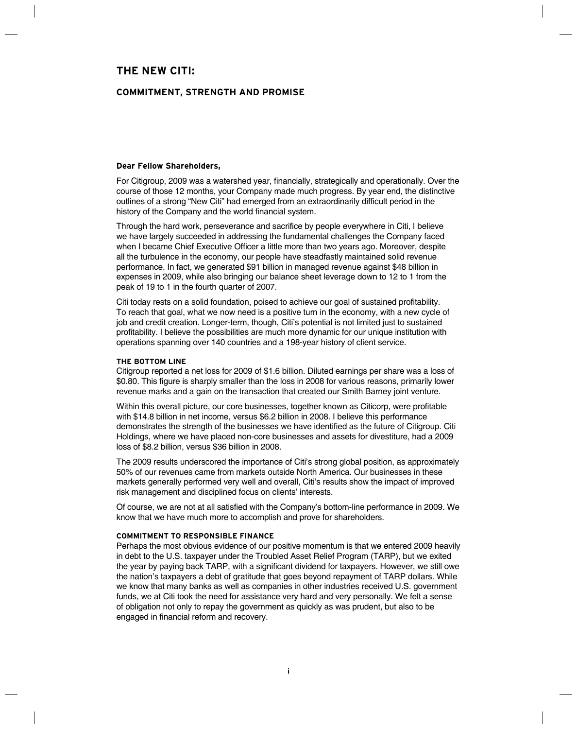# THE NEW CITI:

## COMMITMENT, STRENGTH AND PROMISE

**Dear Fellow Shareholders,**

For Citigroup, 2009 was a watershed year, financially, strategically and operationally. Over the course of those 12 months, your Company made much progress. By year end, the distinctive outlines of a strong "New Citi" had emerged from an extraordinarily difficult period in the history of the Company and the world financial system.

Through the hard work, perseverance and sacrifice by people everywhere in Citi, I believe we have largely succeeded in addressing the fundamental challenges the Company faced when I became Chief Executive Officer a little more than two years ago. Moreover, despite all the turbulence in the economy, our people have steadfastly maintained solid revenue performance. In fact, we generated $91 billion in managed revenue against $48 billion in expenses in 2009, while also bringing our balance sheet leverage down to 12 to 1 from the peak of 19 to 1 in the fourth quarter of 2007.

Citi today rests on a solid foundation, poised to achieve our goal of sustained profitability. To reach that goal, what we now need is a positive turn in the economy, with a new cycle of job and credit creation. Longer-term, though, Citi's potential is not limited just to sustained profitability. I believe the possibilities are much more dynamic for our unique institution with operations spanning over 140 countries and a 198-year history of client service.

### THE BOTTOM LINE

Citigroup reported a net loss for 2009 of $1.6 billion. Diluted earnings per share was a loss of $0.80. This figure is sharply smaller than the loss in 2008 for various reasons, primarily lower revenue marks and a gain on the transaction that created our Smith Barney joint venture.

Within this overall picture, our core businesses, together known as Citicorp, were profitable with $14.8 billion in net income, versus $6.2 billion in 2008. I believe this performance demonstrates the strength of the businesses we have identified as the future of Citigroup. Citi Holdings, where we have placed non-core businesses and assets for divestiture, had a 2009 loss of $8.2 billion, versus $36 billion in 2008.

The 2009 results underscored the importance of Citi's strong global position, as approximately 50% of our revenues came from markets outside North America. Our businesses in these markets generally performed very well and overall, Citi's results show the impact of improved risk management and disciplined focus on clients' interests.

Of course, we are not at all satisfied with the Company's bottom-line performance in 2009. We know that we have much more to accomplish and prove for shareholders.

### COMMITMENT TO RESPONSIBLE FINANCE

Perhaps the most obvious evidence of our positive momentum is that we entered 2009 heavily in debt to the U.S. taxpayer under the Troubled Asset Relief Program (TARP), but we exited the year by paying back TARP, with a significant dividend for taxpayers. However, we still owe the nation's taxpayers a debt of gratitude that goes beyond repayment of TARP dollars. While we know that many banks as well as companies in other industries received U.S. government funds, we at Citi took the need for assistance very hard and very personally. We felt a sense of obligation not only to repay the government as quickly as was prudent, but also to be engaged in financial reform and recovery.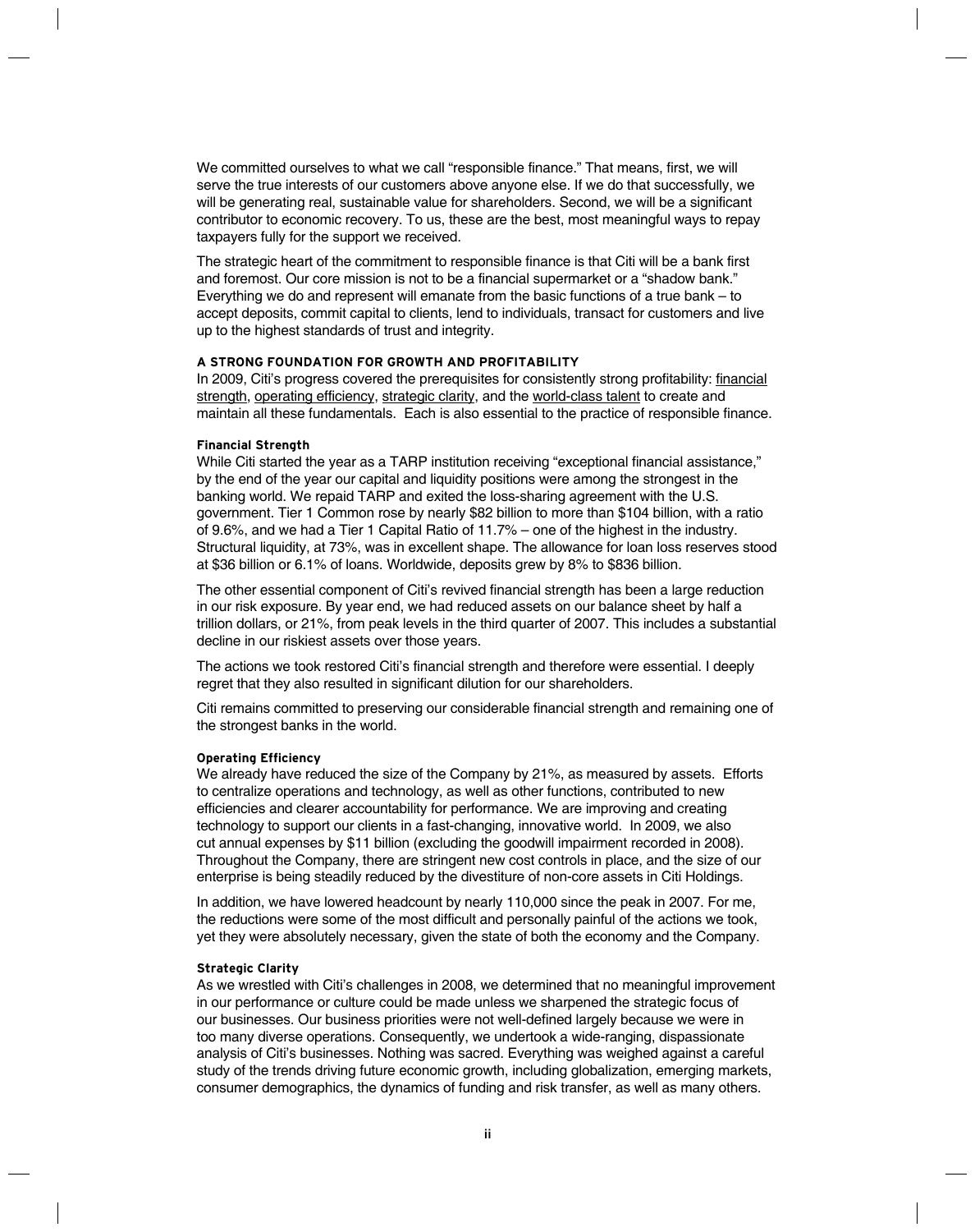We committed ourselves to what we call "responsible finance." That means, first, we will serve the true interests of our customers above anyone else. If we do that successfully, we will be generating real, sustainable value for shareholders. Second, we will be a significant contributor to economic recovery. To us, these are the best, most meaningful ways to repay taxpayers fully for the support we received.

The strategic heart of the commitment to responsible finance is that Citi will be a bank first and foremost. Our core mission is not to be a financial supermarket or a "shadow bank." Everything we do and represent will emanate from the basic functions of a true bank – to accept deposits, commit capital to clients, lend to individuals, transact for customers and live up to the highest standards of trust and integrity.

## A STRONG FOUNDATION FOR GROWTH AND PROFITABILITY

In 2009, Citi's progress covered the prerequisites for consistently strong profitability: financial strength, operating efficiency, strategic clarity, and the world-class talent to create and maintain all these fundamentals. Each is also essential to the practice of responsible finance.

### Financial Strength

While Citi started the year as a TARP institution receiving "exceptional financial assistance," by the end of the year our capital and liquidity positions were among the strongest in the banking world. We repaid TARP and exited the loss-sharing agreement with the U.S. government. Tier 1 Common rose by nearly $82 billion to more than $104 billion, with a ratio of 9.6%, and we had a Tier 1 Capital Ratio of 11.7% – one of the highest in the industry. Structural liquidity, at 73%, was in excellent shape. The allowance for loan loss reserves stood at $36 billion or 6.1% of loans. Worldwide, deposits grew by 8% to $836 billion.

The other essential component of Citi's revived financial strength has been a large reduction in our risk exposure. By year end, we had reduced assets on our balance sheet by half a trillion dollars, or 21%, from peak levels in the third quarter of 2007. This includes a substantial decline in our riskiest assets over those years.

The actions we took restored Citi's financial strength and therefore were essential. I deeply regret that they also resulted in significant dilution for our shareholders.

Citi remains committed to preserving our considerable financial strength and remaining one of the strongest banks in the world.

### Operating Efficiency

We already have reduced the size of the Company by 21%, as measured by assets. Efforts to centralize operations and technology, as well as other functions, contributed to new efficiencies and clearer accountability for performance. We are improving and creating technology to support our clients in a fast-changing, innovative world. In 2009, we also cut annual expenses by $11 billion (excluding the goodwill impairment recorded in 2008). Throughout the Company, there are stringent new cost controls in place, and the size of our enterprise is being steadily reduced by the divestiture of non-core assets in Citi Holdings.

In addition, we have lowered headcount by nearly 110,000 since the peak in 2007. For me, the reductions were some of the most difficult and personally painful of the actions we took, yet they were absolutely necessary, given the state of both the economy and the Company.

### Strategic Clarity

As we wrestled with Citi's challenges in 2008, we determined that no meaningful improvement in our performance or culture could be made unless we sharpened the strategic focus of our businesses. Our business priorities were not well-defined largely because we were in too many diverse operations. Consequently, we undertook a wide-ranging, dispassionate analysis of Citi's businesses. Nothing was sacred. Everything was weighed against a careful study of the trends driving future economic growth, including globalization, emerging markets, consumer demographics, the dynamics of funding and risk transfer, as well as many others.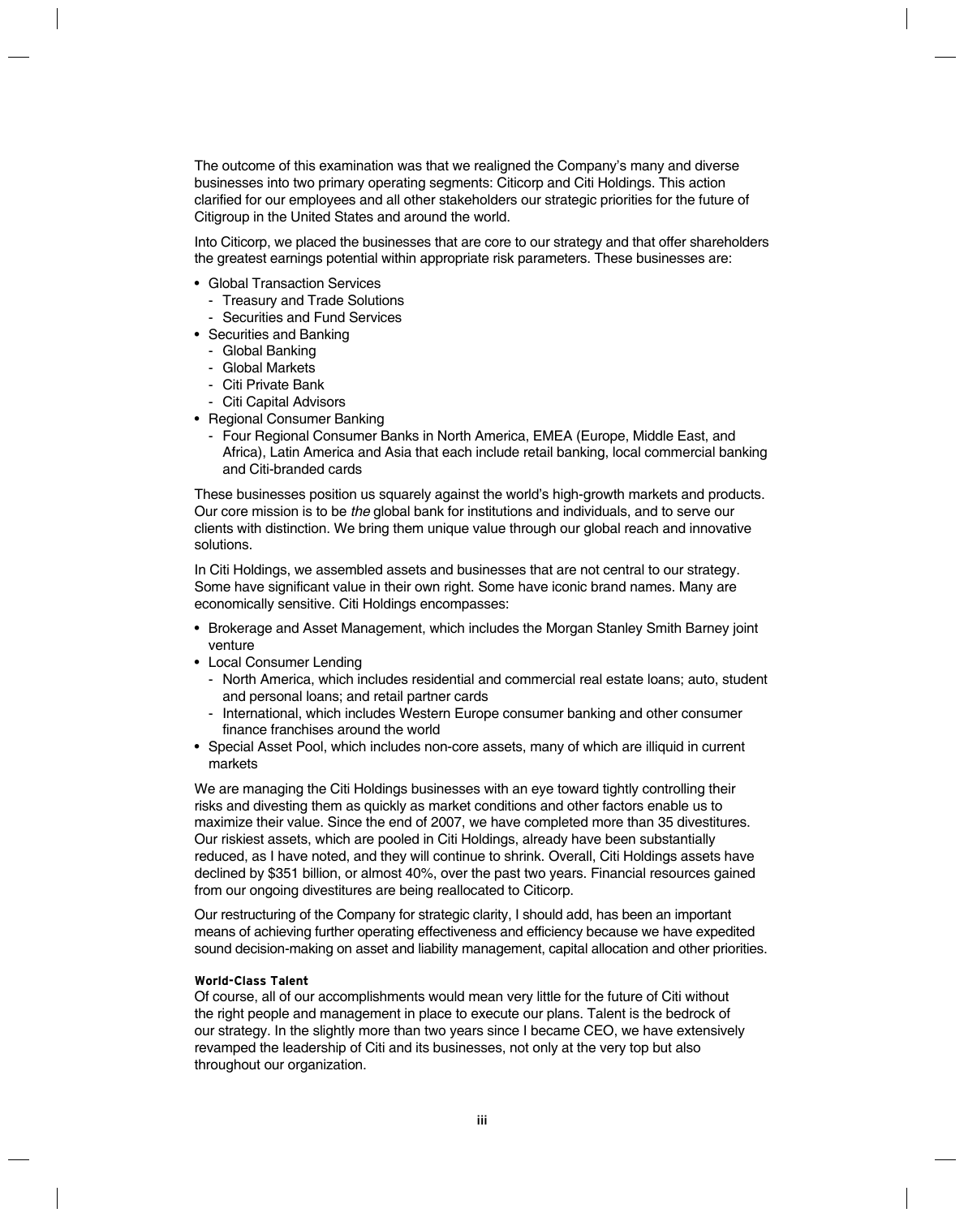The outcome of this examination was that we realigned the Company's many and diverse businesses into two primary operating segments: Citicorp and Citi Holdings. This action clarified for our employees and all other stakeholders our strategic priorities for the future of Citigroup in the United States and around the world.

Into Citicorp, we placed the businesses that are core to our strategy and that offer shareholders the greatest earnings potential within appropriate risk parameters. These businesses are:

- Global Transaction Services
  - Treasury and Trade Solutions
  - Securities and Fund Services
- Securities and Banking
  - Global Banking
  - Global Markets
  - Citi Private Bank
  - Citi Capital Advisors
- Regional Consumer Banking
  - Four Regional Consumer Banks in North America, EMEA (Europe, Middle East, and Africa), Latin America and Asia that each include retail banking, local commercial banking and Citi-branded cards

These businesses position us squarely against the world's high-growth markets and products. Our core mission is to be *the* global bank for institutions and individuals, and to serve our clients with distinction. We bring them unique value through our global reach and innovative solutions.

In Citi Holdings, we assembled assets and businesses that are not central to our strategy. Some have significant value in their own right. Some have iconic brand names. Many are economically sensitive. Citi Holdings encompasses:

- Brokerage and Asset Management, which includes the Morgan Stanley Smith Barney joint venture
- Local Consumer Lending
  - North America, which includes residential and commercial real estate loans; auto, student and personal loans; and retail partner cards
  - International, which includes Western Europe consumer banking and other consumer finance franchises around the world
- Special Asset Pool, which includes non-core assets, many of which are illiquid in current markets

We are managing the Citi Holdings businesses with an eye toward tightly controlling their risks and divesting them as quickly as market conditions and other factors enable us to maximize their value. Since the end of 2007, we have completed more than 35 divestitures. Our riskiest assets, which are pooled in Citi Holdings, already have been substantially reduced, as I have noted, and they will continue to shrink. Overall, Citi Holdings assets have declined by $351 billion, or almost 40%, over the past two years. Financial resources gained from our ongoing divestitures are being reallocated to Citicorp.

Our restructuring of the Company for strategic clarity, I should add, has been an important means of achieving further operating effectiveness and efficiency because we have expedited sound decision-making on asset and liability management, capital allocation and other priorities.

**World-Class Talent**

Of course, all of our accomplishments would mean very little for the future of Citi without the right people and management in place to execute our plans. Talent is the bedrock of our strategy. In the slightly more than two years since I became CEO, we have extensively revamped the leadership of Citi and its businesses, not only at the very top but also throughout our organization.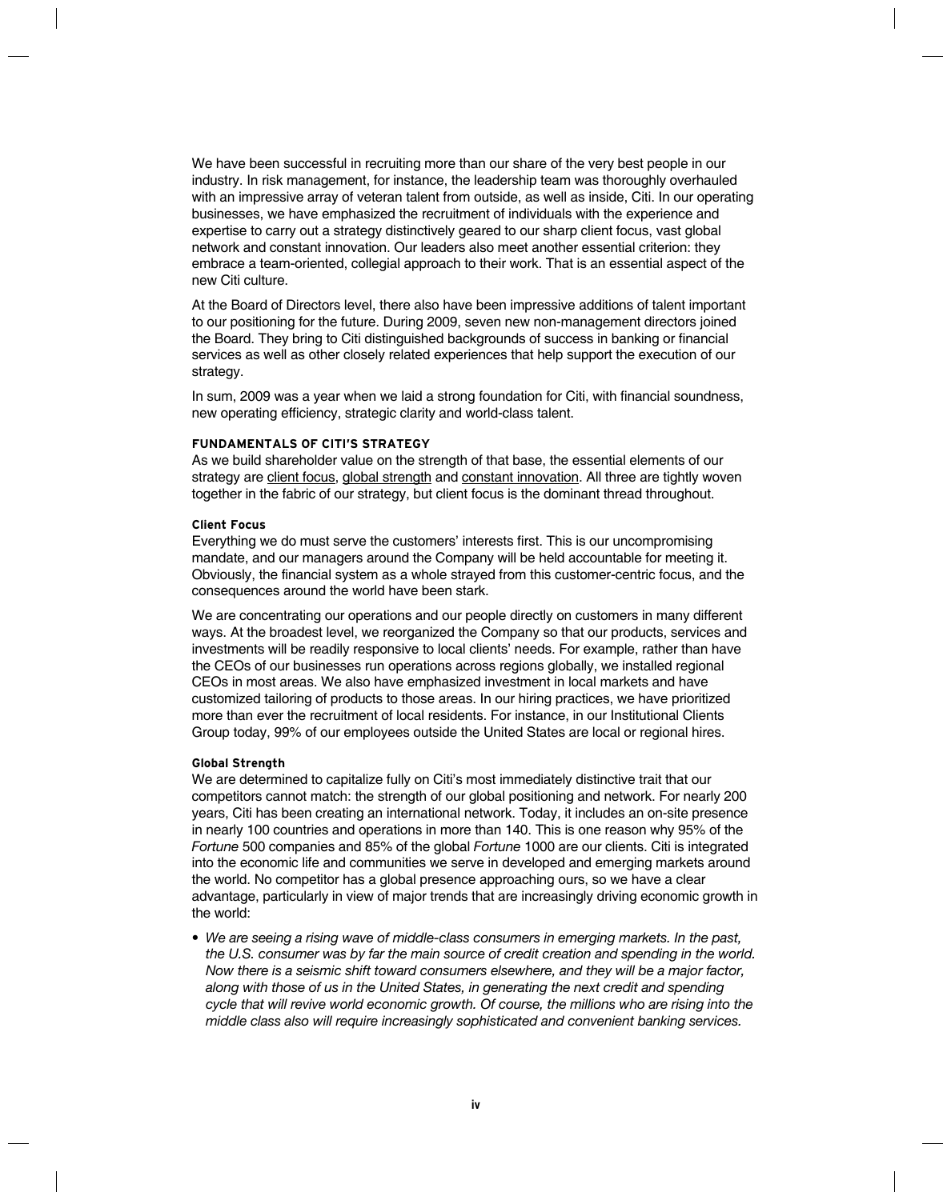We have been successful in recruiting more than our share of the very best people in our industry. In risk management, for instance, the leadership team was thoroughly overhauled with an impressive array of veteran talent from outside, as well as inside, Citi. In our operating businesses, we have emphasized the recruitment of individuals with the experience and expertise to carry out a strategy distinctively geared to our sharp client focus, vast global network and constant innovation. Our leaders also meet another essential criterion: they embrace a team-oriented, collegial approach to their work. That is an essential aspect of the new Citi culture.

At the Board of Directors level, there also have been impressive additions of talent important to our positioning for the future. During 2009, seven new non-management directors joined the Board. They bring to Citi distinguished backgrounds of success in banking or financial services as well as other closely related experiences that help support the execution of our strategy.

In sum, 2009 was a year when we laid a strong foundation for Citi, with financial soundness, new operating efficiency, strategic clarity and world-class talent.

## FUNDAMENTALS OF CITI'S STRATEGY

As we build shareholder value on the strength of that base, the essential elements of our strategy are client focus, global strength and constant innovation. All three are tightly woven together in the fabric of our strategy, but client focus is the dominant thread throughout.

### Client Focus

Everything we do must serve the customers' interests first. This is our uncompromising mandate, and our managers around the Company will be held accountable for meeting it. Obviously, the financial system as a whole strayed from this customer-centric focus, and the consequences around the world have been stark.

We are concentrating our operations and our people directly on customers in many different ways. At the broadest level, we reorganized the Company so that our products, services and investments will be readily responsive to local clients' needs. For example, rather than have the CEOs of our businesses run operations across regions globally, we installed regional CEOs in most areas. We also have emphasized investment in local markets and have customized tailoring of products to those areas. In our hiring practices, we have prioritized more than ever the recruitment of local residents. For instance, in our Institutional Clients Group today, 99% of our employees outside the United States are local or regional hires.

### Global Strength

We are determined to capitalize fully on Citi's most immediately distinctive trait that our competitors cannot match: the strength of our global positioning and network. For nearly 200 years, Citi has been creating an international network. Today, it includes an on-site presence in nearly 100 countries and operations in more than 140. This is one reason why 95% of the *Fortune* 500 companies and 85% of the global *Fortune* 1000 are our clients. Citi is integrated into the economic life and communities we serve in developed and emerging markets around the world. No competitor has a global presence approaching ours, so we have a clear advantage, particularly in view of major trends that are increasingly driving economic growth in the world:

- *We are seeing a rising wave of middle-class consumers in emerging markets. In the past, the U.S. consumer was by far the main source of credit creation and spending in the world. Now there is a seismic shift toward consumers elsewhere, and they will be a major factor, along with those of us in the United States, in generating the next credit and spending cycle that will revive world economic growth. Of course, the millions who are rising into the middle class also will require increasingly sophisticated and convenient banking services.*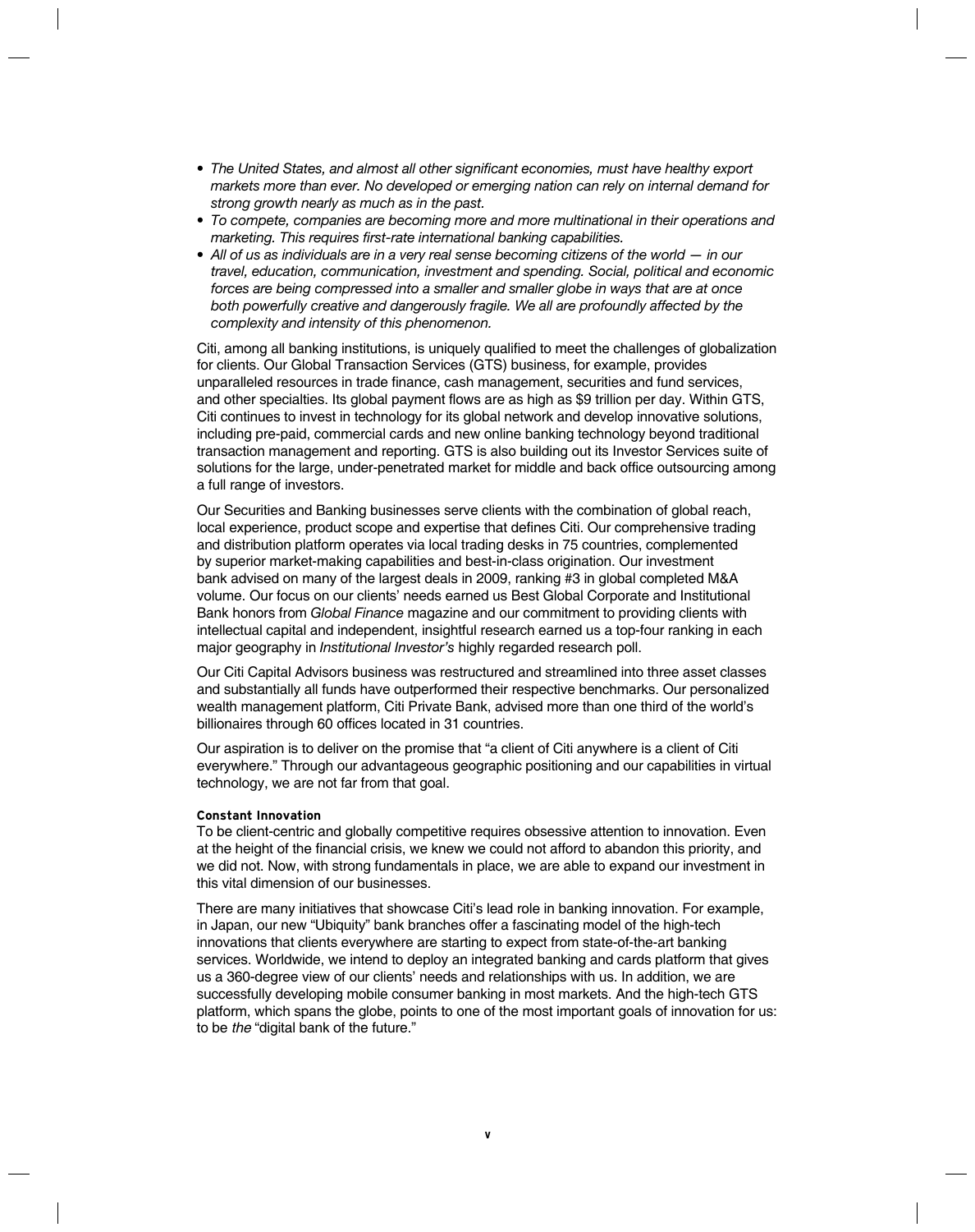- *The United States, and almost all other significant economies, must have healthy export markets more than ever. No developed or emerging nation can rely on internal demand for strong growth nearly as much as in the past.*
- *To compete, companies are becoming more and more multinational in their operations and marketing. This requires first-rate international banking capabilities.*
- *All of us as individuals are in a very real sense becoming citizens of the world — in our travel, education, communication, investment and spending. Social, political and economic forces are being compressed into a smaller and smaller globe in ways that are at once both powerfully creative and dangerously fragile. We all are profoundly affected by the complexity and intensity of this phenomenon.*

Citi, among all banking institutions, is uniquely qualified to meet the challenges of globalization for clients. Our Global Transaction Services (GTS) business, for example, provides unparalleled resources in trade finance, cash management, securities and fund services, and other specialties. Its global payment flows are as high as $9 trillion per day. Within GTS, Citi continues to invest in technology for its global network and develop innovative solutions, including pre-paid, commercial cards and new online banking technology beyond traditional transaction management and reporting. GTS is also building out its Investor Services suite of solutions for the large, under-penetrated market for middle and back office outsourcing among a full range of investors.

Our Securities and Banking businesses serve clients with the combination of global reach, local experience, product scope and expertise that defines Citi. Our comprehensive trading and distribution platform operates via local trading desks in 75 countries, complemented by superior market-making capabilities and best-in-class origination. Our investment bank advised on many of the largest deals in 2009, ranking #3 in global completed M&A volume. Our focus on our clients' needs earned us Best Global Corporate and Institutional Bank honors from *Global Finance* magazine and our commitment to providing clients with intellectual capital and independent, insightful research earned us a top-four ranking in each major geography in *Institutional Investor's* highly regarded research poll.

Our Citi Capital Advisors business was restructured and streamlined into three asset classes and substantially all funds have outperformed their respective benchmarks. Our personalized wealth management platform, Citi Private Bank, advised more than one third of the world's billionaires through 60 offices located in 31 countries.

Our aspiration is to deliver on the promise that "a client of Citi anywhere is a client of Citi everywhere." Through our advantageous geographic positioning and our capabilities in virtual technology, we are not far from that goal.

**Constant Innovation**

To be client-centric and globally competitive requires obsessive attention to innovation. Even at the height of the financial crisis, we knew we could not afford to abandon this priority, and we did not. Now, with strong fundamentals in place, we are able to expand our investment in this vital dimension of our businesses.

There are many initiatives that showcase Citi's lead role in banking innovation. For example, in Japan, our new "Ubiquity" bank branches offer a fascinating model of the high-tech innovations that clients everywhere are starting to expect from state-of-the-art banking services. Worldwide, we intend to deploy an integrated banking and cards platform that gives us a 360-degree view of our clients' needs and relationships with us. In addition, we are successfully developing mobile consumer banking in most markets. And the high-tech GTS platform, which spans the globe, points to one of the most important goals of innovation for us: to be *the* "digital bank of the future."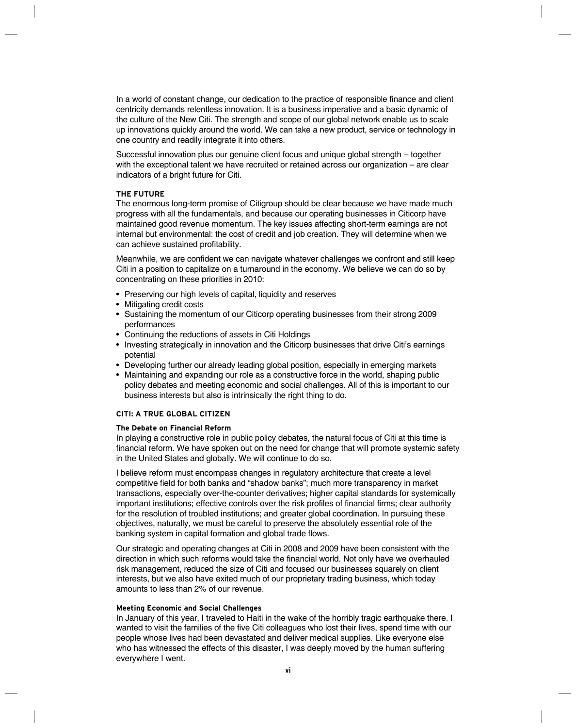In a world of constant change, our dedication to the practice of responsible finance and client centricity demands relentless innovation. It is a business imperative and a basic dynamic of the culture of the New Citi. The strength and scope of our global network enable us to scale up innovations quickly around the world. We can take a new product, service or technology in one country and readily integrate it into others.

Successful innovation plus our genuine client focus and unique global strength – together with the exceptional talent we have recruited or retained across our organization – are clear indicators of a bright future for Citi.

## THE FUTURE

The enormous long-term promise of Citigroup should be clear because we have made much progress with all the fundamentals, and because our operating businesses in Citicorp have maintained good revenue momentum. The key issues affecting short-term earnings are not internal but environmental: the cost of credit and job creation. They will determine when we can achieve sustained profitability.

Meanwhile, we are confident we can navigate whatever challenges we confront and still keep Citi in a position to capitalize on a turnaround in the economy. We believe we can do so by concentrating on these priorities in 2010:

- Preserving our high levels of capital, liquidity and reserves
- Mitigating credit costs
- Sustaining the momentum of our Citicorp operating businesses from their strong 2009 performances
- Continuing the reductions of assets in Citi Holdings
- Investing strategically in innovation and the Citicorp businesses that drive Citi's earnings potential
- Developing further our already leading global position, especially in emerging markets
- Maintaining and expanding our role as a constructive force in the world, shaping public policy debates and meeting economic and social challenges. All of this is important to our business interests but also is intrinsically the right thing to do.

## CITI: A TRUE GLOBAL CITIZEN

### The Debate on Financial Reform

In playing a constructive role in public policy debates, the natural focus of Citi at this time is financial reform. We have spoken out on the need for change that will promote systemic safety in the United States and globally. We will continue to do so.

I believe reform must encompass changes in regulatory architecture that create a level competitive field for both banks and "shadow banks"; much more transparency in market transactions, especially over-the-counter derivatives; higher capital standards for systemically important institutions; effective controls over the risk profiles of financial firms; clear authority for the resolution of troubled institutions; and greater global coordination. In pursuing these objectives, naturally, we must be careful to preserve the absolutely essential role of the banking system in capital formation and global trade flows.

Our strategic and operating changes at Citi in 2008 and 2009 have been consistent with the direction in which such reforms would take the financial world. Not only have we overhauled risk management, reduced the size of Citi and focused our businesses squarely on client interests, but we also have exited much of our proprietary trading business, which today amounts to less than 2% of our revenue.

### Meeting Economic and Social Challenges

In January of this year, I traveled to Haiti in the wake of the horribly tragic earthquake there. I wanted to visit the families of the five Citi colleagues who lost their lives, spend time with our people whose lives had been devastated and deliver medical supplies. Like everyone else who has witnessed the effects of this disaster, I was deeply moved by the human suffering everywhere I went.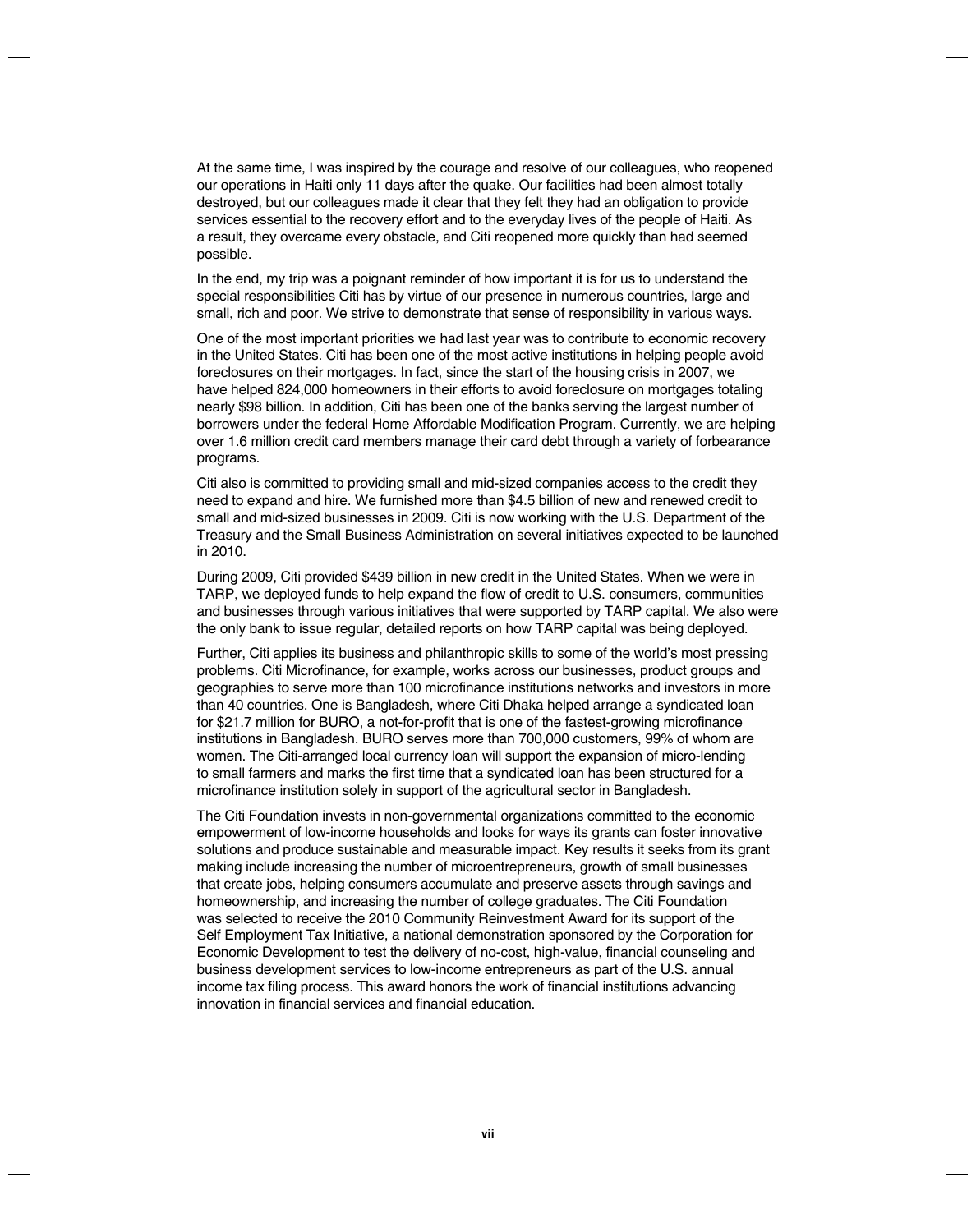At the same time, I was inspired by the courage and resolve of our colleagues, who reopened our operations in Haiti only 11 days after the quake. Our facilities had been almost totally destroyed, but our colleagues made it clear that they felt they had an obligation to provide services essential to the recovery effort and to the everyday lives of the people of Haiti. As a result, they overcame every obstacle, and Citi reopened more quickly than had seemed possible.

In the end, my trip was a poignant reminder of how important it is for us to understand the special responsibilities Citi has by virtue of our presence in numerous countries, large and small, rich and poor. We strive to demonstrate that sense of responsibility in various ways.

One of the most important priorities we had last year was to contribute to economic recovery in the United States. Citi has been one of the most active institutions in helping people avoid foreclosures on their mortgages. In fact, since the start of the housing crisis in 2007, we have helped 824,000 homeowners in their efforts to avoid foreclosure on mortgages totaling nearly $98 billion. In addition, Citi has been one of the banks serving the largest number of borrowers under the federal Home Affordable Modification Program. Currently, we are helping over 1.6 million credit card members manage their card debt through a variety of forbearance programs.

Citi also is committed to providing small and mid-sized companies access to the credit they need to expand and hire. We furnished more than $4.5 billion of new and renewed credit to small and mid-sized businesses in 2009. Citi is now working with the U.S. Department of the Treasury and the Small Business Administration on several initiatives expected to be launched in 2010.

During 2009, Citi provided $439 billion in new credit in the United States. When we were in TARP, we deployed funds to help expand the flow of credit to U.S. consumers, communities and businesses through various initiatives that were supported by TARP capital. We also were the only bank to issue regular, detailed reports on how TARP capital was being deployed.

Further, Citi applies its business and philanthropic skills to some of the world's most pressing problems. Citi Microfinance, for example, works across our businesses, product groups and geographies to serve more than 100 microfinance institutions networks and investors in more than 40 countries. One is Bangladesh, where Citi Dhaka helped arrange a syndicated loan for $21.7 million for BURO, a not-for-profit that is one of the fastest-growing microfinance institutions in Bangladesh. BURO serves more than 700,000 customers, 99% of whom are women. The Citi-arranged local currency loan will support the expansion of micro-lending to small farmers and marks the first time that a syndicated loan has been structured for a microfinance institution solely in support of the agricultural sector in Bangladesh.

The Citi Foundation invests in non-governmental organizations committed to the economic empowerment of low-income households and looks for ways its grants can foster innovative solutions and produce sustainable and measurable impact. Key results it seeks from its grant making include increasing the number of microentrepreneurs, growth of small businesses that create jobs, helping consumers accumulate and preserve assets through savings and homeownership, and increasing the number of college graduates. The Citi Foundation was selected to receive the 2010 Community Reinvestment Award for its support of the Self Employment Tax Initiative, a national demonstration sponsored by the Corporation for Economic Development to test the delivery of no-cost, high-value, financial counseling and business development services to low-income entrepreneurs as part of the U.S. annual income tax filing process. This award honors the work of financial institutions advancing innovation in financial services and financial education.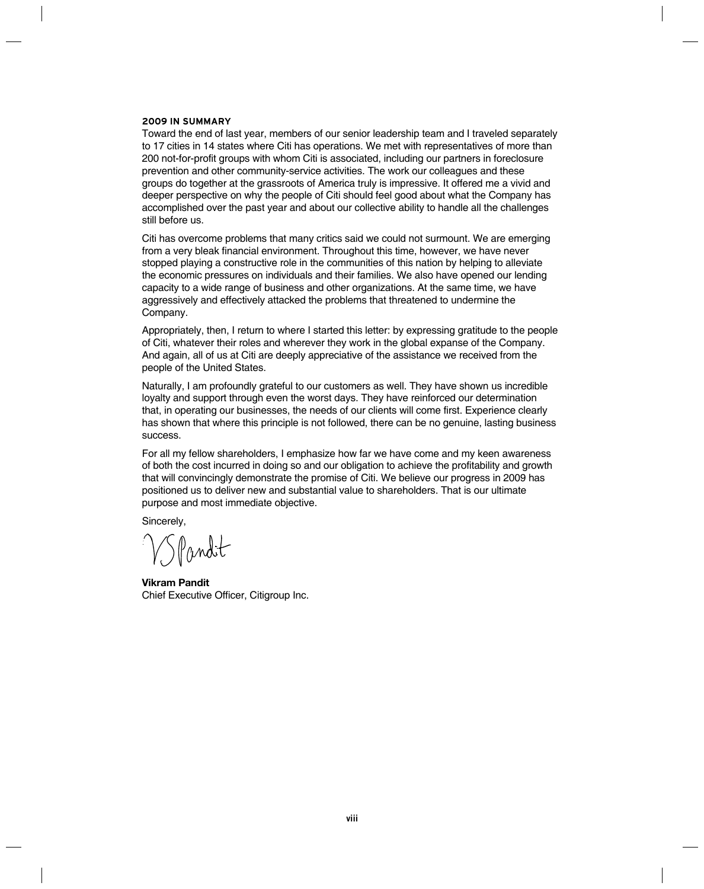## 2009 IN SUMMARY

Toward the end of last year, members of our senior leadership team and I traveled separately to 17 cities in 14 states where Citi has operations. We met with representatives of more than 200 not-for-profit groups with whom Citi is associated, including our partners in foreclosure prevention and other community-service activities. The work our colleagues and these groups do together at the grassroots of America truly is impressive. It offered me a vivid and deeper perspective on why the people of Citi should feel good about what the Company has accomplished over the past year and about our collective ability to handle all the challenges still before us.

Citi has overcome problems that many critics said we could not surmount. We are emerging from a very bleak financial environment. Throughout this time, however, we have never stopped playing a constructive role in the communities of this nation by helping to alleviate the economic pressures on individuals and their families. We also have opened our lending capacity to a wide range of business and other organizations. At the same time, we have aggressively and effectively attacked the problems that threatened to undermine the Company.

Appropriately, then, I return to where I started this letter: by expressing gratitude to the people of Citi, whatever their roles and wherever they work in the global expanse of the Company. And again, all of us at Citi are deeply appreciative of the assistance we received from the people of the United States.

Naturally, I am profoundly grateful to our customers as well. They have shown us incredible loyalty and support through even the worst days. They have reinforced our determination that, in operating our businesses, the needs of our clients will come first. Experience clearly has shown that where this principle is not followed, there can be no genuine, lasting business success.

For all my fellow shareholders, I emphasize how far we have come and my keen awareness of both the cost incurred in doing so and our obligation to achieve the profitability and growth that will convincingly demonstrate the promise of Citi. We believe our progress in 2009 has positioned us to deliver new and substantial value to shareholders. That is our ultimate purpose and most immediate objective.

Sincerely,

VS Pandit

**Vikram Pandit**
Chief Executive Officer, Citigroup Inc.